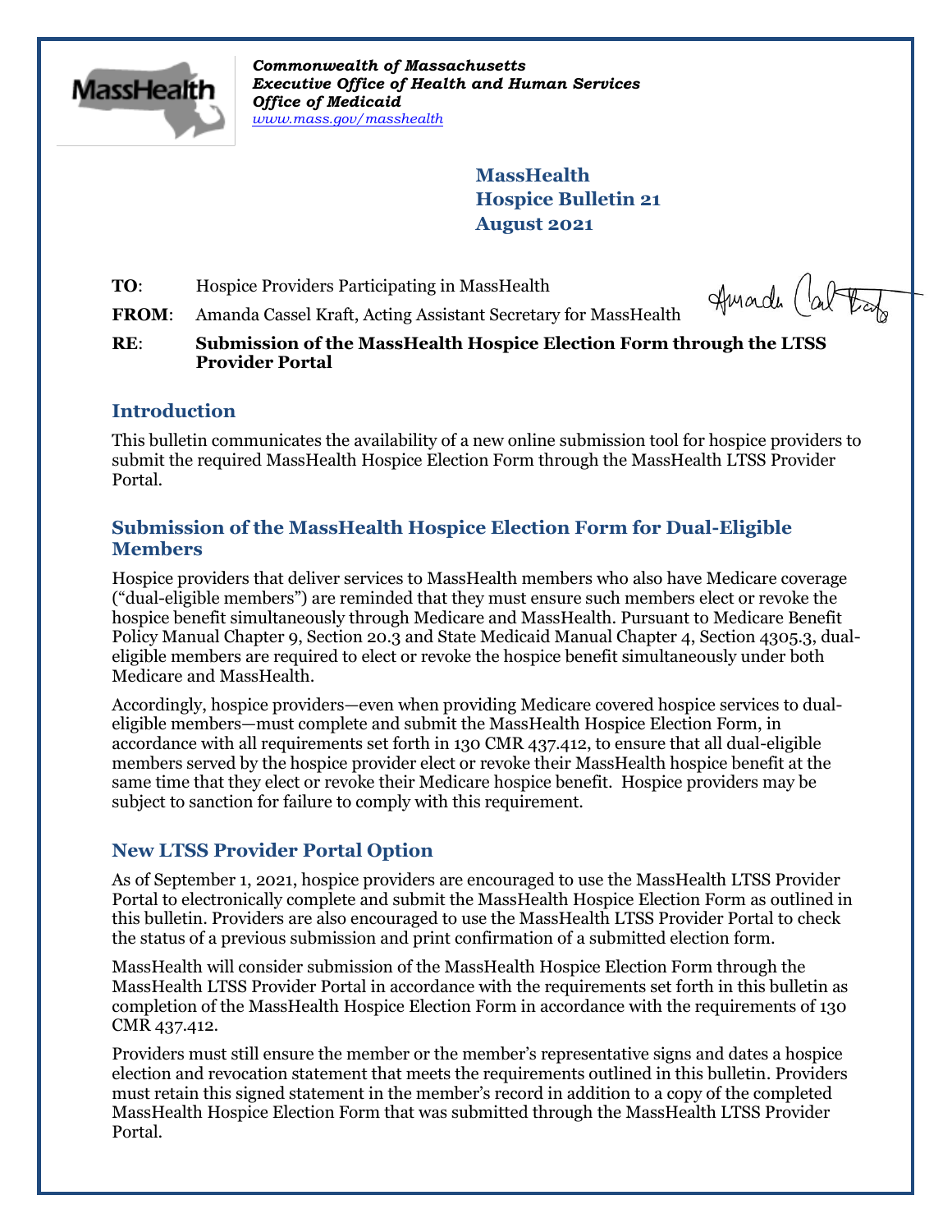*Commonwealth of Massachusetts*
*Executive Office of Health and Human Services*
*Office of Medicaid*
*www.mass.gov/masshealth*

**MassHealth**
**Hospice Bulletin 21**
**August 2021**

**TO**: Hospice Providers Participating in MassHealth

**FROM**: Amanda Cassel Kraft, Acting Assistant Secretary for MassHealth

**RE**: **Submission of the MassHealth Hospice Election Form through the LTSS Provider Portal**

## Introduction

This bulletin communicates the availability of a new online submission tool for hospice providers to submit the required MassHealth Hospice Election Form through the MassHealth LTSS Provider Portal.

## Submission of the MassHealth Hospice Election Form for Dual-Eligible Members

Hospice providers that deliver services to MassHealth members who also have Medicare coverage ("dual-eligible members") are reminded that they must ensure such members elect or revoke the hospice benefit simultaneously through Medicare and MassHealth. Pursuant to Medicare Benefit Policy Manual Chapter 9, Section 20.3 and State Medicaid Manual Chapter 4, Section 4305.3, dual-eligible members are required to elect or revoke the hospice benefit simultaneously under both Medicare and MassHealth.

Accordingly, hospice providers—even when providing Medicare covered hospice services to dual-eligible members—must complete and submit the MassHealth Hospice Election Form, in accordance with all requirements set forth in 130 CMR 437.412, to ensure that all dual-eligible members served by the hospice provider elect or revoke their MassHealth hospice benefit at the same time that they elect or revoke their Medicare hospice benefit. Hospice providers may be subject to sanction for failure to comply with this requirement.

## New LTSS Provider Portal Option

As of September 1, 2021, hospice providers are encouraged to use the MassHealth LTSS Provider Portal to electronically complete and submit the MassHealth Hospice Election Form as outlined in this bulletin. Providers are also encouraged to use the MassHealth LTSS Provider Portal to check the status of a previous submission and print confirmation of a submitted election form.

MassHealth will consider submission of the MassHealth Hospice Election Form through the MassHealth LTSS Provider Portal in accordance with the requirements set forth in this bulletin as completion of the MassHealth Hospice Election Form in accordance with the requirements of 130 CMR 437.412.

Providers must still ensure the member or the member's representative signs and dates a hospice election and revocation statement that meets the requirements outlined in this bulletin. Providers must retain this signed statement in the member's record in addition to a copy of the completed MassHealth Hospice Election Form that was submitted through the MassHealth LTSS Provider Portal.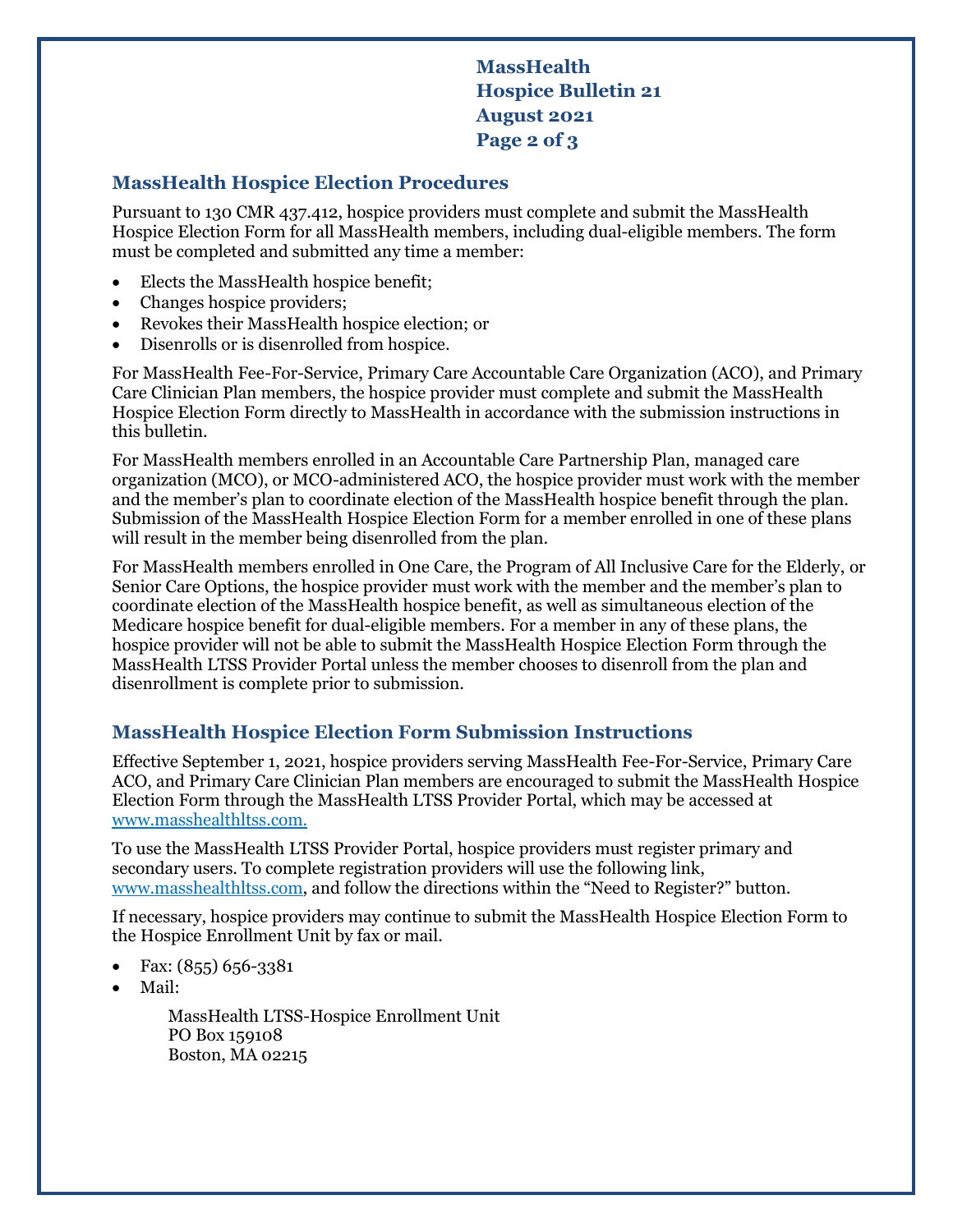## MassHealth Hospice Election Procedures

Pursuant to 130 CMR 437.412, hospice providers must complete and submit the MassHealth Hospice Election Form for all MassHealth members, including dual-eligible members. The form must be completed and submitted any time a member:

- Elects the MassHealth hospice benefit;
- Changes hospice providers;
- Revokes their MassHealth hospice election; or
- Disenrolls or is disenrolled from hospice.

For MassHealth Fee-For-Service, Primary Care Accountable Care Organization (ACO), and Primary Care Clinician Plan members, the hospice provider must complete and submit the MassHealth Hospice Election Form directly to MassHealth in accordance with the submission instructions in this bulletin.

For MassHealth members enrolled in an Accountable Care Partnership Plan, managed care organization (MCO), or MCO-administered ACO, the hospice provider must work with the member and the member's plan to coordinate election of the MassHealth hospice benefit through the plan. Submission of the MassHealth Hospice Election Form for a member enrolled in one of these plans will result in the member being disenrolled from the plan.

For MassHealth members enrolled in One Care, the Program of All Inclusive Care for the Elderly, or Senior Care Options, the hospice provider must work with the member and the member's plan to coordinate election of the MassHealth hospice benefit, as well as simultaneous election of the Medicare hospice benefit for dual-eligible members. For a member in any of these plans, the hospice provider will not be able to submit the MassHealth Hospice Election Form through the MassHealth LTSS Provider Portal unless the member chooses to disenroll from the plan and disenrollment is complete prior to submission.

## MassHealth Hospice Election Form Submission Instructions

Effective September 1, 2021, hospice providers serving MassHealth Fee-For-Service, Primary Care ACO, and Primary Care Clinician Plan members are encouraged to submit the MassHealth Hospice Election Form through the MassHealth LTSS Provider Portal, which may be accessed at www.masshealthltss.com.

To use the MassHealth LTSS Provider Portal, hospice providers must register primary and secondary users. To complete registration providers will use the following link, www.masshealthltss.com, and follow the directions within the "Need to Register?" button.

If necessary, hospice providers may continue to submit the MassHealth Hospice Election Form to the Hospice Enrollment Unit by fax or mail.

- Fax: (855) 656-3381
- Mail:

  MassHealth LTSS-Hospice Enrollment Unit
  PO Box 159108
  Boston, MA 02215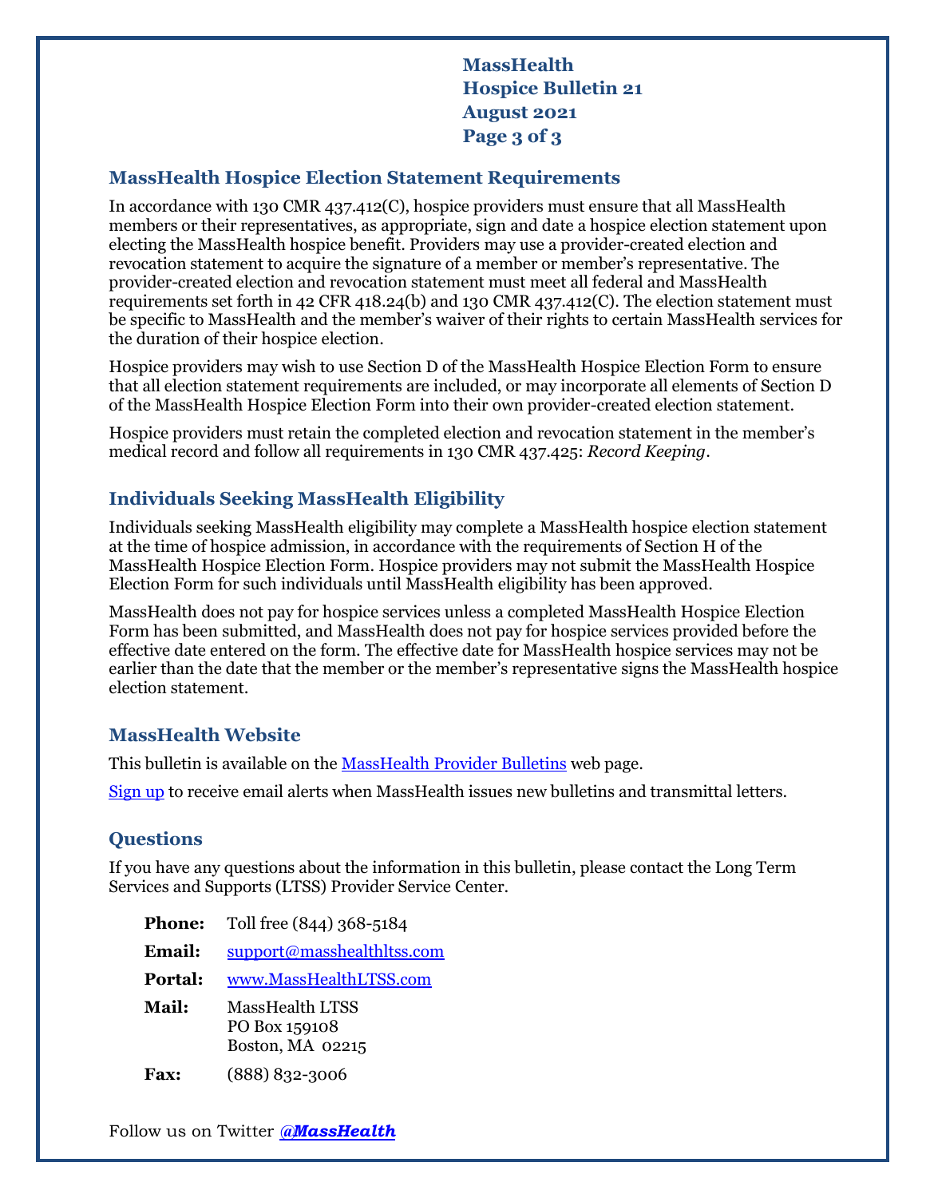## MassHealth Hospice Election Statement Requirements

In accordance with 130 CMR 437.412(C), hospice providers must ensure that all MassHealth members or their representatives, as appropriate, sign and date a hospice election statement upon electing the MassHealth hospice benefit. Providers may use a provider-created election and revocation statement to acquire the signature of a member or member's representative. The provider-created election and revocation statement must meet all federal and MassHealth requirements set forth in 42 CFR 418.24(b) and 130 CMR 437.412(C). The election statement must be specific to MassHealth and the member's waiver of their rights to certain MassHealth services for the duration of their hospice election.

Hospice providers may wish to use Section D of the MassHealth Hospice Election Form to ensure that all election statement requirements are included, or may incorporate all elements of Section D of the MassHealth Hospice Election Form into their own provider-created election statement.

Hospice providers must retain the completed election and revocation statement in the member's medical record and follow all requirements in 130 CMR 437.425: *Record Keeping*.

## Individuals Seeking MassHealth Eligibility

Individuals seeking MassHealth eligibility may complete a MassHealth hospice election statement at the time of hospice admission, in accordance with the requirements of Section H of the MassHealth Hospice Election Form. Hospice providers may not submit the MassHealth Hospice Election Form for such individuals until MassHealth eligibility has been approved.

MassHealth does not pay for hospice services unless a completed MassHealth Hospice Election Form has been submitted, and MassHealth does not pay for hospice services provided before the effective date entered on the form. The effective date for MassHealth hospice services may not be earlier than the date that the member or the member's representative signs the MassHealth hospice election statement.

## MassHealth Website

This bulletin is available on the MassHealth Provider Bulletins web page.

Sign up to receive email alerts when MassHealth issues new bulletins and transmittal letters.

## Questions

If you have any questions about the information in this bulletin, please contact the Long Term Services and Supports (LTSS) Provider Service Center.

| | |
|---|---|
| **Phone:** | Toll free (844) 368-5184 |
| **Email:** | support@masshealthltss.com |
| **Portal:** | www.MassHealthLTSS.com |
| **Mail:** | MassHealth LTSS<br>PO Box 159108<br>Boston, MA 02215 |
| **Fax:** | (888) 832-3006 |

Follow us on Twitter ***@MassHealth***